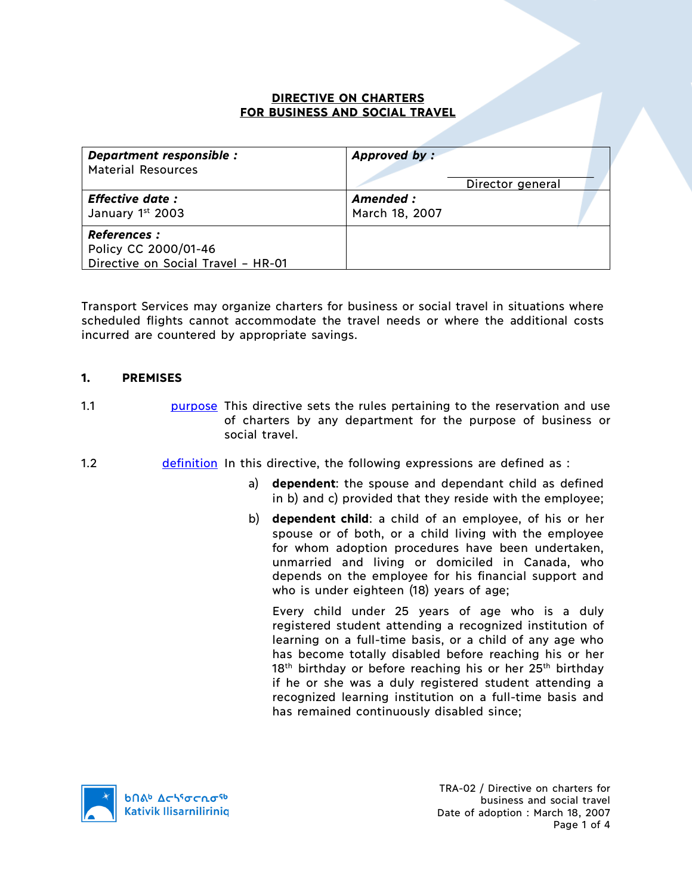# DIRECTIVE ON CHARTERS FOR BUSINESS AND SOCIAL TRAVEL

| ***Department responsible :*** Material Resources | ***Approved by :*** ____________________ Director general |
|---|---|
| ***Effective date :*** January 1st 2003 | ***Amended :*** March 18, 2007 |
| ***References :*** Policy CC 2000/01-46 Directive on Social Travel – HR-01 | |

Transport Services may organize charters for business or social travel in situations where scheduled flights cannot accommodate the travel needs or where the additional costs incurred are countered by appropriate savings.

## 1. PREMISES

1.1 purpose This directive sets the rules pertaining to the reservation and use of charters by any department for the purpose of business or social travel.

1.2 definition In this directive, the following expressions are defined as :

a) **dependent**: the spouse and dependant child as defined in b) and c) provided that they reside with the employee;

b) **dependent child**: a child of an employee, of his or her spouse or of both, or a child living with the employee for whom adoption procedures have been undertaken, unmarried and living or domiciled in Canada, who depends on the employee for his financial support and who is under eighteen (18) years of age;

Every child under 25 years of age who is a duly registered student attending a recognized institution of learning on a full-time basis, or a child of any age who has become totally disabled before reaching his or her 18th birthday or before reaching his or her 25th birthday if he or she was a duly registered student attending a recognized learning institution on a full-time basis and has remained continuously disabled since;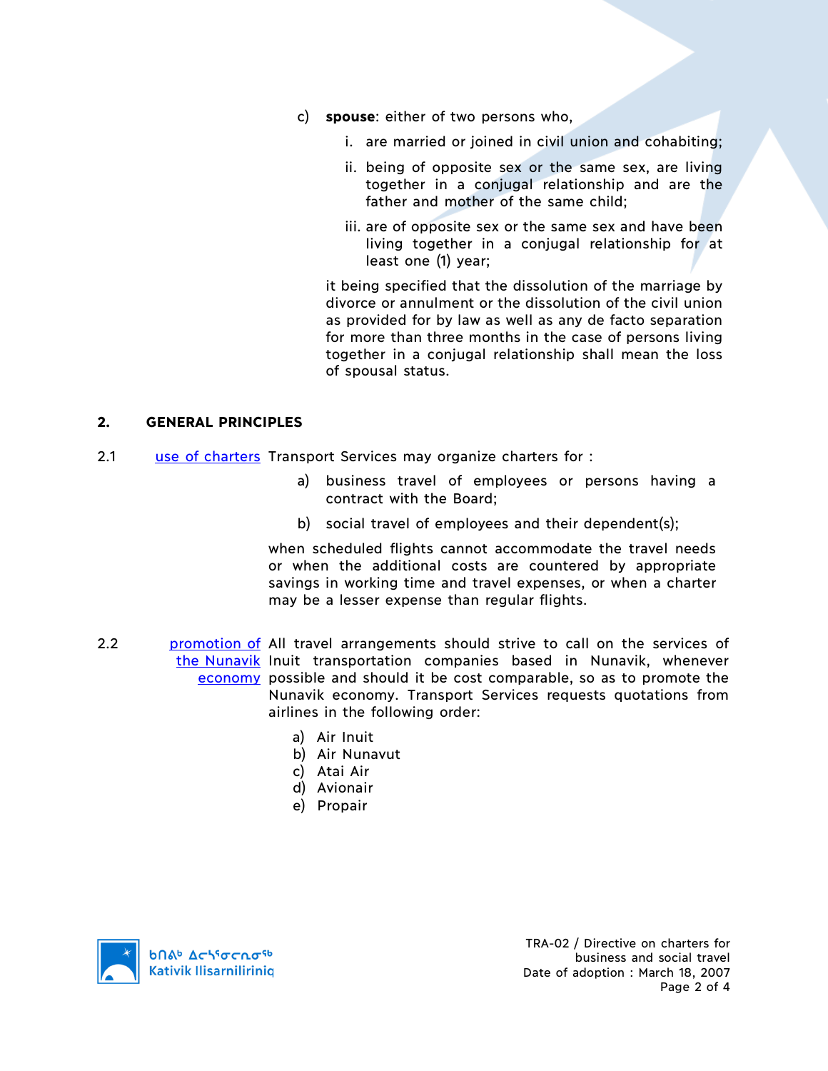c) **spouse**: either of two persons who,

   i. are married or joined in civil union and cohabiting;

   ii. being of opposite sex or the same sex, are living together in a conjugal relationship and are the father and mother of the same child;

   iii. are of opposite sex or the same sex and have been living together in a conjugal relationship for at least one (1) year;

   it being specified that the dissolution of the marriage by divorce or annulment or the dissolution of the civil union as provided for by law as well as any de facto separation for more than three months in the case of persons living together in a conjugal relationship shall mean the loss of spousal status.

## 2. GENERAL PRINCIPLES

2.1 use of charters Transport Services may organize charters for :

a) business travel of employees or persons having a contract with the Board;

b) social travel of employees and their dependent(s);

when scheduled flights cannot accommodate the travel needs or when the additional costs are countered by appropriate savings in working time and travel expenses, or when a charter may be a lesser expense than regular flights.

2.2 promotion of the Nunavik economy All travel arrangements should strive to call on the services of Inuit transportation companies based in Nunavik, whenever possible and should it be cost comparable, so as to promote the Nunavik economy. Transport Services requests quotations from airlines in the following order:

a) Air Inuit
b) Air Nunavut
c) Atai Air
d) Avionair
e) Propair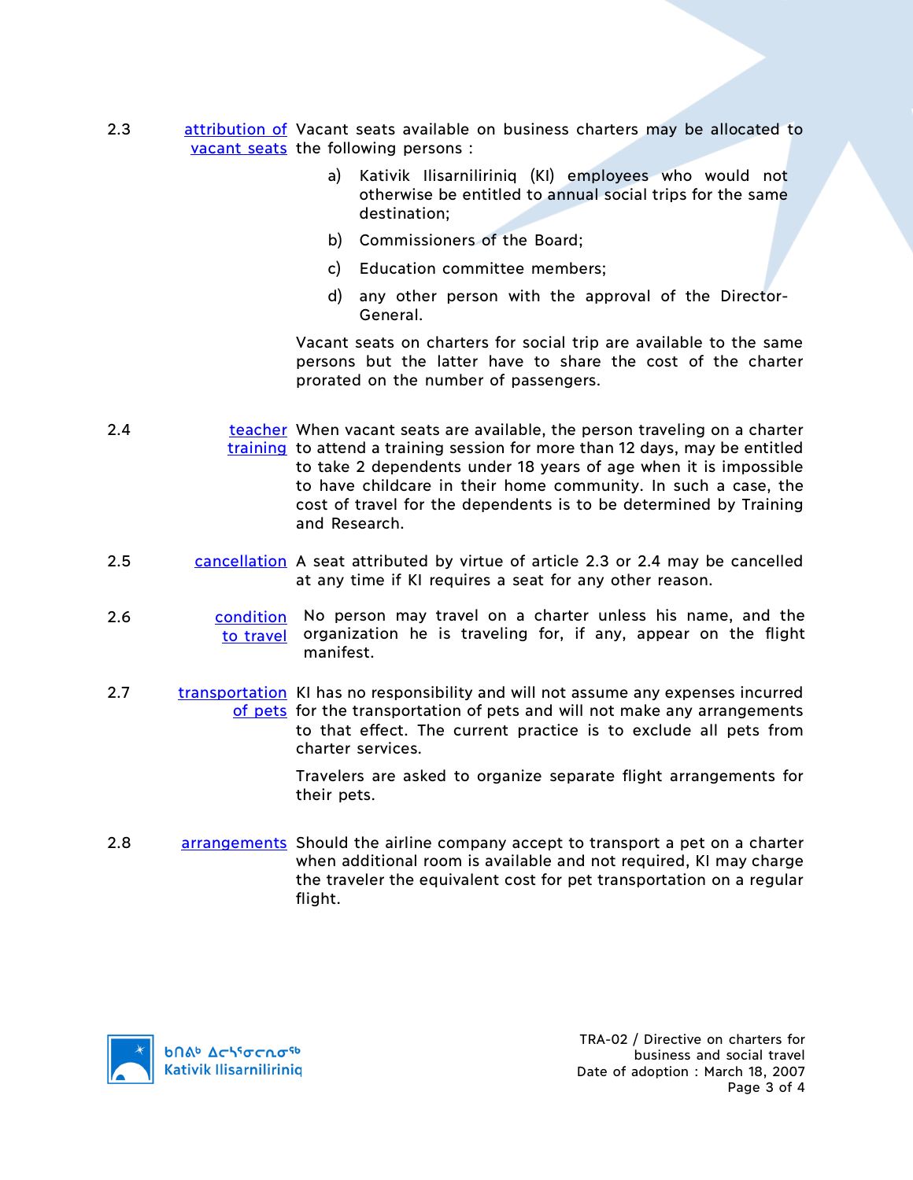**2.3 attribution of vacant seats**

Vacant seats available on business charters may be allocated to the following persons :

a) Kativik Ilisarniliriniq (KI) employees who would not otherwise be entitled to annual social trips for the same destination;

b) Commissioners of the Board;

c) Education committee members;

d) any other person with the approval of the Director-General.

Vacant seats on charters for social trip are available to the same persons but the latter have to share the cost of the charter prorated on the number of passengers.

**2.4 teacher training**

When vacant seats are available, the person traveling on a charter to attend a training session for more than 12 days, may be entitled to take 2 dependents under 18 years of age when it is impossible to have childcare in their home community. In such a case, the cost of travel for the dependents is to be determined by Training and Research.

**2.5 cancellation**

A seat attributed by virtue of article 2.3 or 2.4 may be cancelled at any time if KI requires a seat for any other reason.

**2.6 condition to travel**

No person may travel on a charter unless his name, and the organization he is traveling for, if any, appear on the flight manifest.

**2.7 transportation of pets**

KI has no responsibility and will not assume any expenses incurred for the transportation of pets and will not make any arrangements to that effect. The current practice is to exclude all pets from charter services.

Travelers are asked to organize separate flight arrangements for their pets.

**2.8 arrangements**

Should the airline company accept to transport a pet on a charter when additional room is available and not required, KI may charge the traveler the equivalent cost for pet transportation on a regular flight.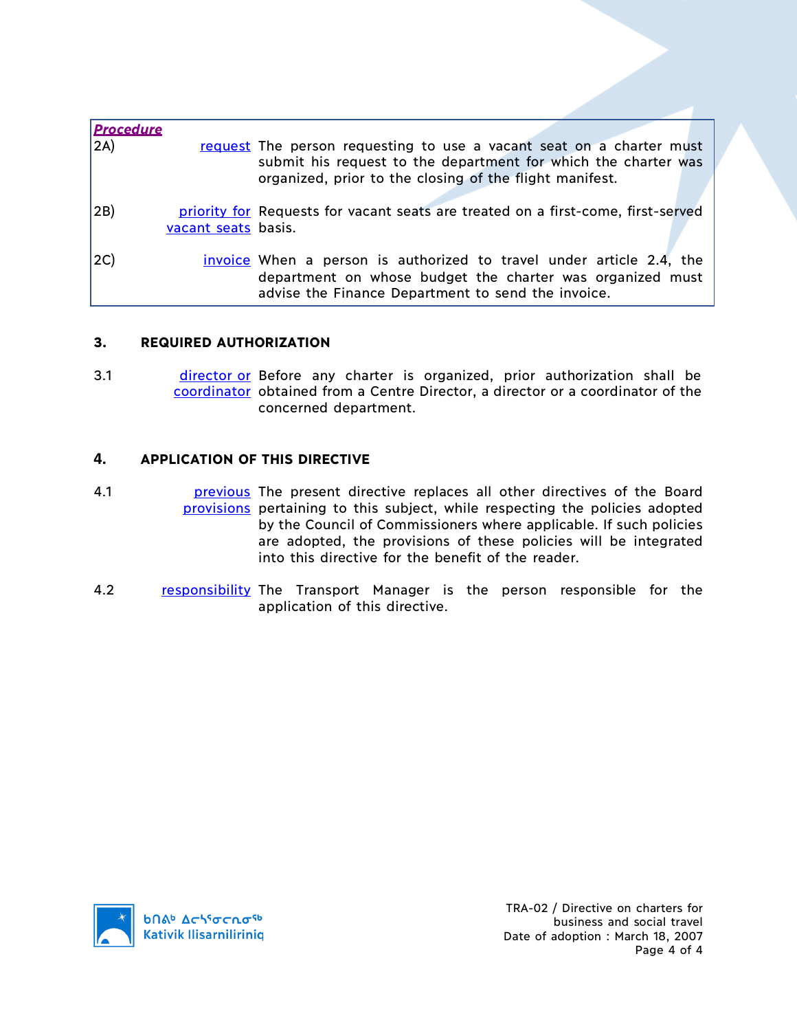***Procedure***

2A) **request** The person requesting to use a vacant seat on a charter must submit his request to the department for which the charter was organized, prior to the closing of the flight manifest.

2B) **priority for vacant seats** Requests for vacant seats are treated on a first-come, first-served basis.

2C) **invoice** When a person is authorized to travel under article 2.4, the department on whose budget the charter was organized must advise the Finance Department to send the invoice.

## 3. REQUIRED AUTHORIZATION

3.1 **director or coordinator** Before any charter is organized, prior authorization shall be obtained from a Centre Director, a director or a coordinator of the concerned department.

## 4. APPLICATION OF THIS DIRECTIVE

4.1 **previous provisions** The present directive replaces all other directives of the Board pertaining to this subject, while respecting the policies adopted by the Council of Commissioners where applicable. If such policies are adopted, the provisions of these policies will be integrated into this directive for the benefit of the reader.

4.2 **responsibility** The Transport Manager is the person responsible for the application of this directive.